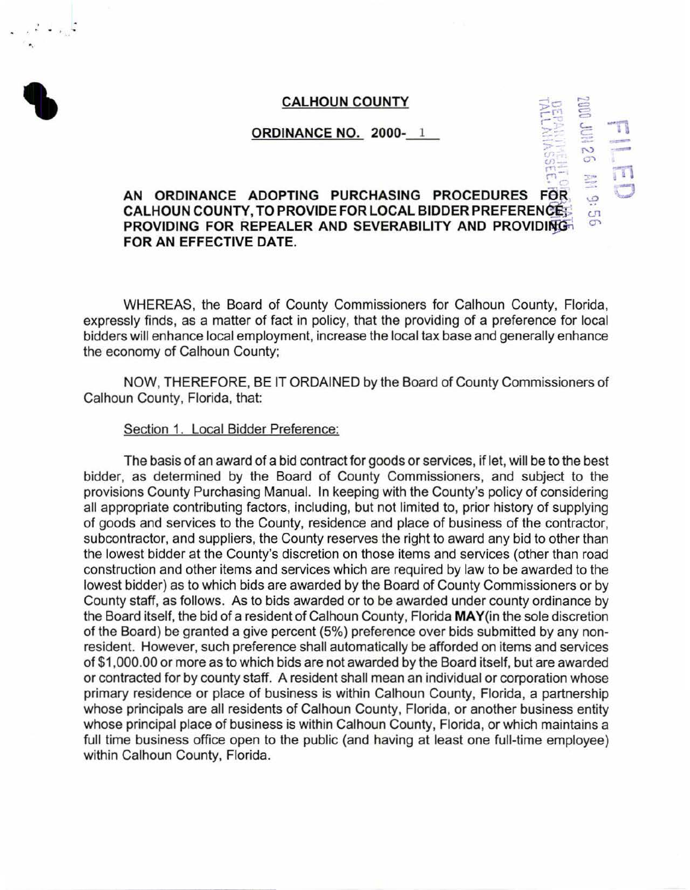**CALHOUN COUNTY**

**ORDINANCE NO. 2000- 1**

FILED

2000 JUN 26 AM 9:56

DEPARTMENT OF STATE TALLAHASSEE, FLORIDA

**AN ORDINANCE ADOPTING PURCHASING PROCEDURES FOR CALHOUN COUNTY, TO PROVIDE FOR LOCAL BIDDER PREFERENCE; PROVIDING FOR REPEALER AND SEVERABILITY AND PROVIDING FOR AN EFFECTIVE DATE.**

WHEREAS, the Board of County Commissioners for Calhoun County, Florida, expressly finds, as a matter of fact in policy, that the providing of a preference for local bidders will enhance local employment, increase the local tax base and generally enhance the economy of Calhoun County;

NOW, THEREFORE, BE IT ORDAINED by the Board of County Commissioners of Calhoun County, Florida, that:

Section 1. Local Bidder Preference:

The basis of an award of a bid contract for goods or services, if let, will be to the best bidder, as determined by the Board of County Commissioners, and subject to the provisions County Purchasing Manual. In keeping with the County's policy of considering all appropriate contributing factors, including, but not limited to, prior history of supplying of goods and services to the County, residence and place of business of the contractor, subcontractor, and suppliers, the County reserves the right to award any bid to other than the lowest bidder at the County's discretion on those items and services (other than road construction and other items and services which are required by law to be awarded to the lowest bidder) as to which bids are awarded by the Board of County Commissioners or by County staff, as follows. As to bids awarded or to be awarded under county ordinance by the Board itself, the bid of a resident of Calhoun County, Florida **MAY**(in the sole discretion of the Board) be granted a give percent (5%) preference over bids submitted by any non-resident. However, such preference shall automatically be afforded on items and services of $1,000.00 or more as to which bids are not awarded by the Board itself, but are awarded or contracted for by county staff. A resident shall mean an individual or corporation whose primary residence or place of business is within Calhoun County, Florida, a partnership whose principals are all residents of Calhoun County, Florida, or another business entity whose principal place of business is within Calhoun County, Florida, or which maintains a full time business office open to the public (and having at least one full-time employee) within Calhoun County, Florida.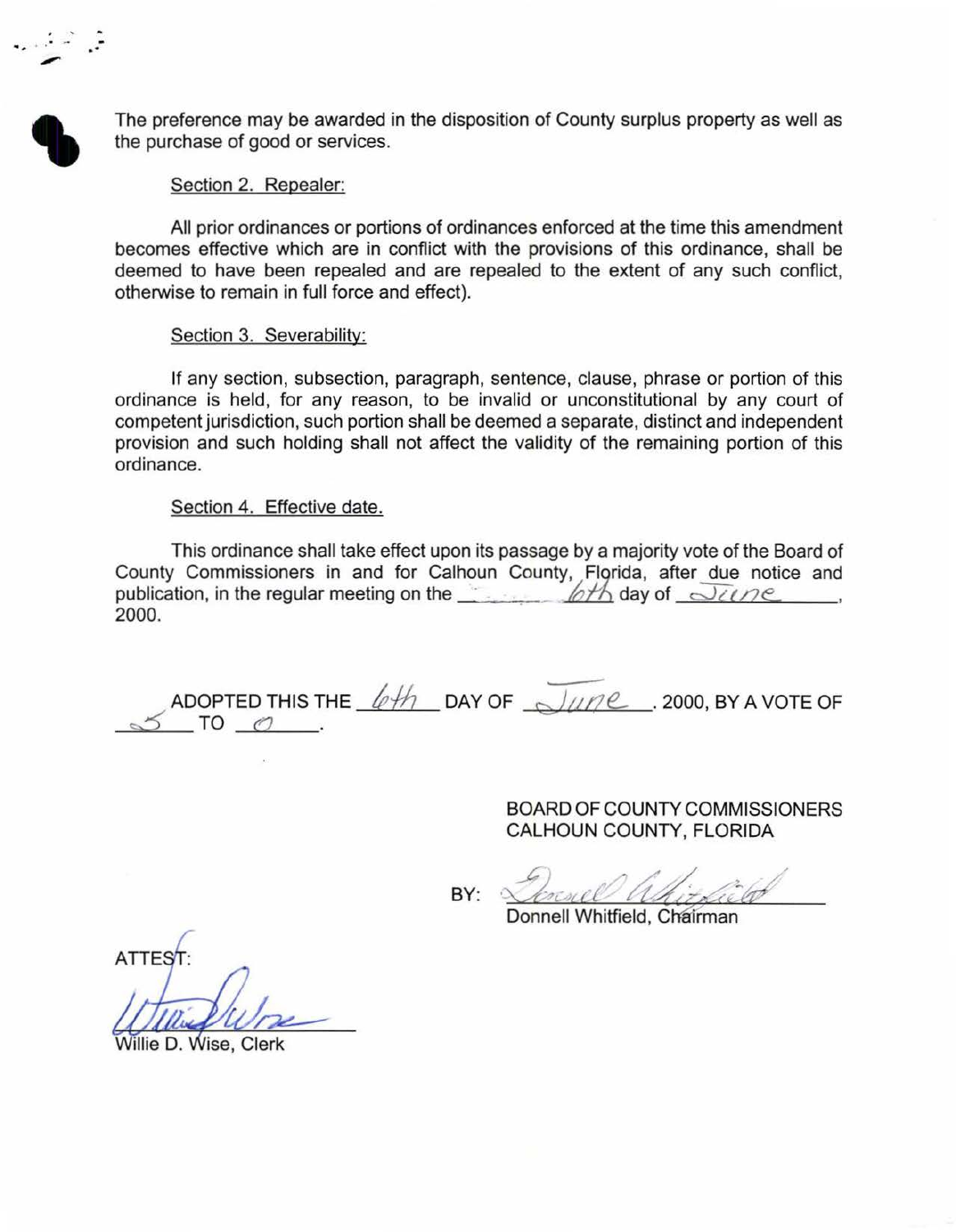The preference may be awarded in the disposition of County surplus property as well as the purchase of good or services.

Section 2. Repealer:

All prior ordinances or portions of ordinances enforced at the time this amendment becomes effective which are in conflict with the provisions of this ordinance, shall be deemed to have been repealed and are repealed to the extent of any such conflict, otherwise to remain in full force and effect).

Section 3. Severability:

If any section, subsection, paragraph, sentence, clause, phrase or portion of this ordinance is held, for any reason, to be invalid or unconstitutional by any court of competent jurisdiction, such portion shall be deemed a separate, distinct and independent provision and such holding shall not affect the validity of the remaining portion of this ordinance.

Section 4. Effective date.

This ordinance shall take effect upon its passage by a majority vote of the Board of County Commissioners in and for Calhoun County, Florida, after due notice and publication, in the regular meeting on the 6th day of June, 2000.

ADOPTED THIS THE 6th DAY OF June, 2000, BY A VOTE OF 5 TO 0.

BOARD OF COUNTY COMMISSIONERS
CALHOUN COUNTY, FLORIDA

BY: Donnell Whitfield

Donnell Whitfield, Chairman

ATTEST:

Willie D. Wise

Willie D. Wise, Clerk